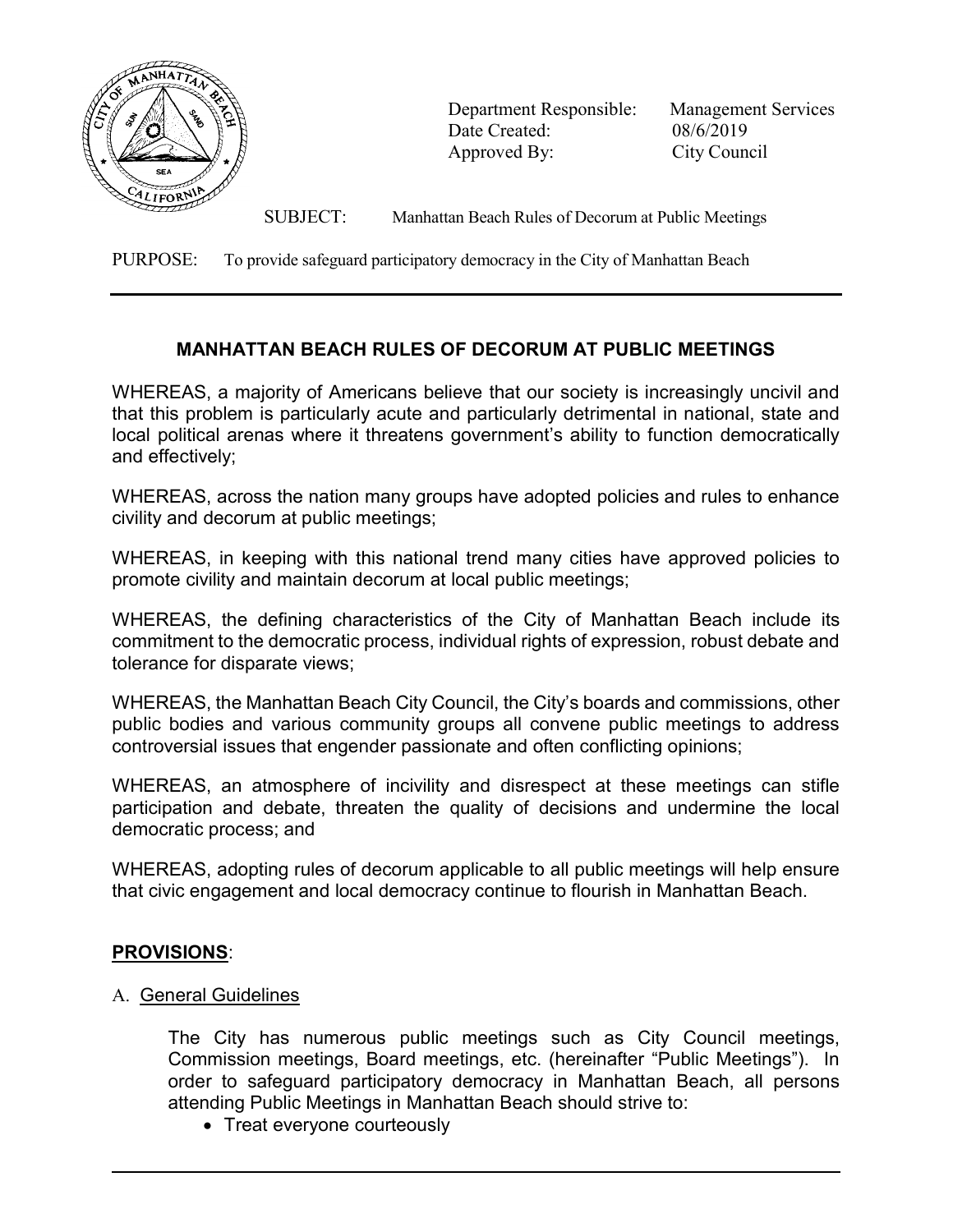Department Responsible: Management Services
Date Created: 08/6/2019
Approved By: City Council

SUBJECT: Manhattan Beach Rules of Decorum at Public Meetings

PURPOSE: To provide safeguard participatory democracy in the City of Manhattan Beach

---

## MANHATTAN BEACH RULES OF DECORUM AT PUBLIC MEETINGS

WHEREAS, a majority of Americans believe that our society is increasingly uncivil and that this problem is particularly acute and particularly detrimental in national, state and local political arenas where it threatens government's ability to function democratically and effectively;

WHEREAS, across the nation many groups have adopted policies and rules to enhance civility and decorum at public meetings;

WHEREAS, in keeping with this national trend many cities have approved policies to promote civility and maintain decorum at local public meetings;

WHEREAS, the defining characteristics of the City of Manhattan Beach include its commitment to the democratic process, individual rights of expression, robust debate and tolerance for disparate views;

WHEREAS, the Manhattan Beach City Council, the City's boards and commissions, other public bodies and various community groups all convene public meetings to address controversial issues that engender passionate and often conflicting opinions;

WHEREAS, an atmosphere of incivility and disrespect at these meetings can stifle participation and debate, threaten the quality of decisions and undermine the local democratic process; and

WHEREAS, adopting rules of decorum applicable to all public meetings will help ensure that civic engagement and local democracy continue to flourish in Manhattan Beach.

**PROVISIONS**:

A. General Guidelines

The City has numerous public meetings such as City Council meetings, Commission meetings, Board meetings, etc. (hereinafter "Public Meetings"). In order to safeguard participatory democracy in Manhattan Beach, all persons attending Public Meetings in Manhattan Beach should strive to:

- Treat everyone courteously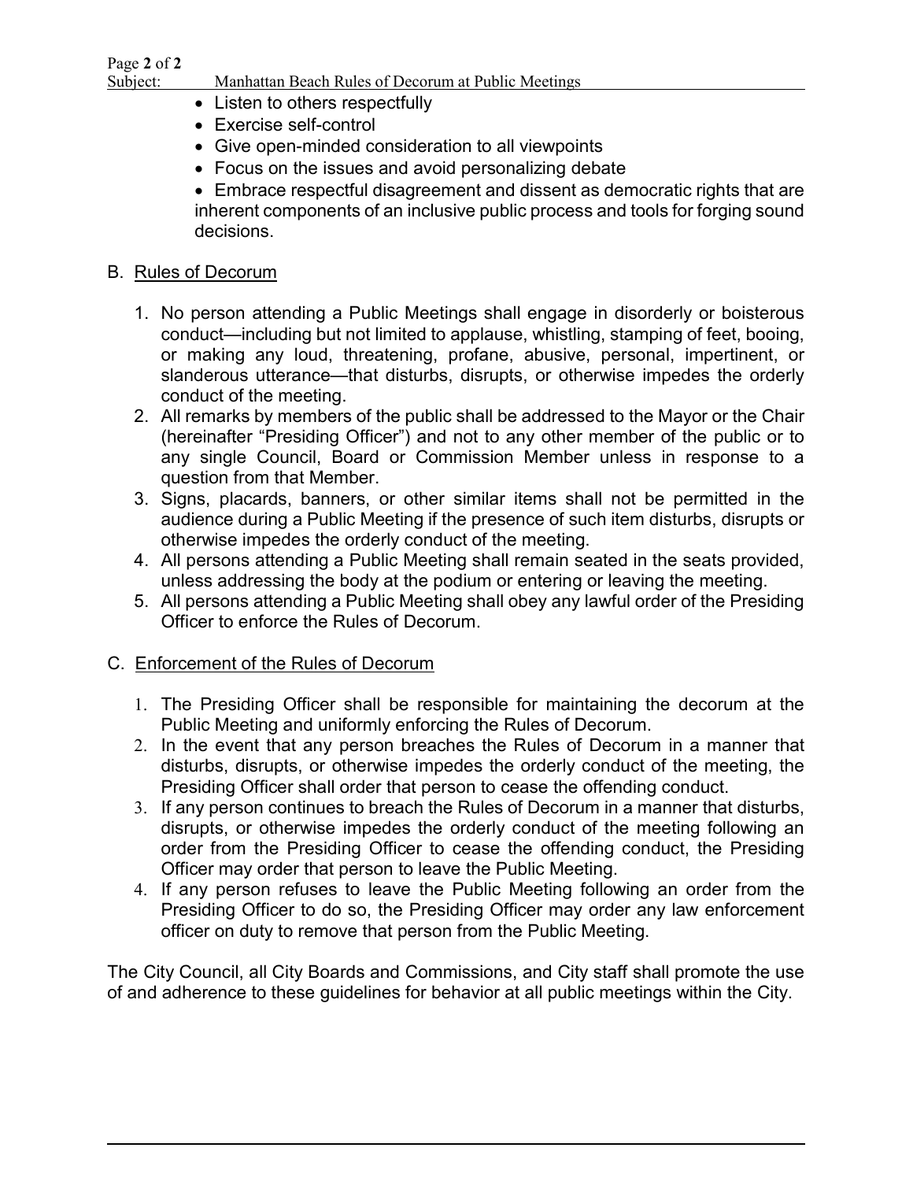- Listen to others respectfully
- Exercise self-control
- Give open-minded consideration to all viewpoints
- Focus on the issues and avoid personalizing debate
- Embrace respectful disagreement and dissent as democratic rights that are inherent components of an inclusive public process and tools for forging sound decisions.

B. Rules of Decorum

1. No person attending a Public Meetings shall engage in disorderly or boisterous conduct—including but not limited to applause, whistling, stamping of feet, booing, or making any loud, threatening, profane, abusive, personal, impertinent, or slanderous utterance—that disturbs, disrupts, or otherwise impedes the orderly conduct of the meeting.
2. All remarks by members of the public shall be addressed to the Mayor or the Chair (hereinafter "Presiding Officer") and not to any other member of the public or to any single Council, Board or Commission Member unless in response to a question from that Member.
3. Signs, placards, banners, or other similar items shall not be permitted in the audience during a Public Meeting if the presence of such item disturbs, disrupts or otherwise impedes the orderly conduct of the meeting.
4. All persons attending a Public Meeting shall remain seated in the seats provided, unless addressing the body at the podium or entering or leaving the meeting.
5. All persons attending a Public Meeting shall obey any lawful order of the Presiding Officer to enforce the Rules of Decorum.

C. Enforcement of the Rules of Decorum

1. The Presiding Officer shall be responsible for maintaining the decorum at the Public Meeting and uniformly enforcing the Rules of Decorum.
2. In the event that any person breaches the Rules of Decorum in a manner that disturbs, disrupts, or otherwise impedes the orderly conduct of the meeting, the Presiding Officer shall order that person to cease the offending conduct.
3. If any person continues to breach the Rules of Decorum in a manner that disturbs, disrupts, or otherwise impedes the orderly conduct of the meeting following an order from the Presiding Officer to cease the offending conduct, the Presiding Officer may order that person to leave the Public Meeting.
4. If any person refuses to leave the Public Meeting following an order from the Presiding Officer to do so, the Presiding Officer may order any law enforcement officer on duty to remove that person from the Public Meeting.

The City Council, all City Boards and Commissions, and City staff shall promote the use of and adherence to these guidelines for behavior at all public meetings within the City.